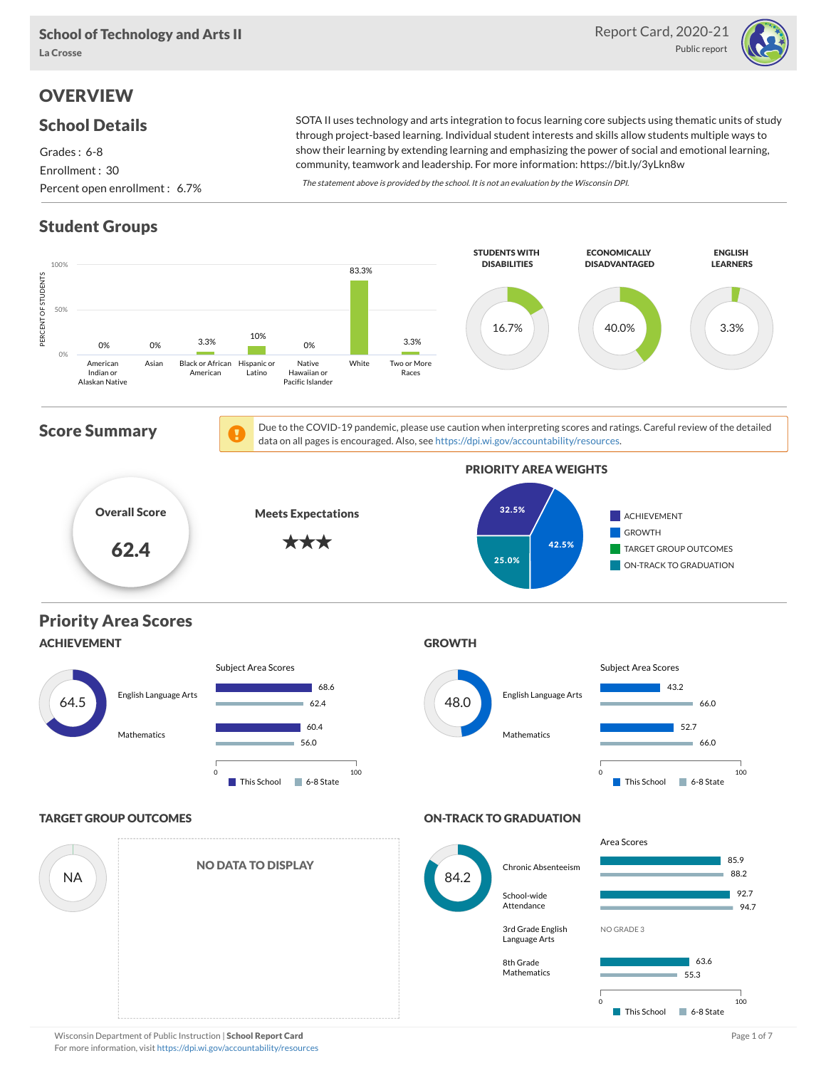# School of Technology and Arts II

La Crosse

Report Card, 2020-21

Public report

## OVERVIEW

### School Details

Grades : 6-8

Enrollment : 30

Percent open enrollment : 6.7%

SOTA II uses technology and arts integration to focus learning core subjects using thematic units of study through project-based learning. Individual student interests and skills allow students multiple ways to show their learning by extending learning and emphasizing the power of social and emotional learning, community, teamwork and leadership. For more information: https://bit.ly/3yLkn8w

*The statement above is provided by the school. It is not an evaluation by the Wisconsin DPI.*

### Student Groups

| Group | Percent of Students |
|---|---|
| American Indian or Alaskan Native | 0% |
| Asian | 0% |
| Black or African American | 3.3% |
| Hispanic or Latino | 10% |
| Native Hawaiian or Pacific Islander | 0% |
| White | 83.3% |
| Two or More Races | 3.3% |

| Students with Disabilities | Economically Disadvantaged | English Learners |
|---|---|---|
| 16.7% | 40.0% | 3.3% |

### Score Summary

Due to the COVID-19 pandemic, please use caution when interpreting scores and ratings. Careful review of the detailed data on all pages is encouraged. Also, see https://dpi.wi.gov/accountability/resources.

**Overall Score:** 62.4

**Meets Expectations** ★★★

**Priority Area Weights**

| Priority Area | Weight |
|---|---|
| Achievement | 32.5% |
| Growth | 42.5% |
| Target Group Outcomes | |
| On-Track to Graduation | 25.0% |

### Priority Area Scores

#### ACHIEVEMENT

Score: 64.5

| Subject Area | This School | 6-8 State |
|---|---|---|
| English Language Arts | 68.6 | 62.4 |
| Mathematics | 60.4 | 56.0 |

#### GROWTH

Score: 48.0

| Subject Area | This School | 6-8 State |
|---|---|---|
| English Language Arts | 43.2 | 66.0 |
| Mathematics | 52.7 | 66.0 |

#### TARGET GROUP OUTCOMES

Score: NA

NO DATA TO DISPLAY

#### ON-TRACK TO GRADUATION

Score: 84.2

| Area | This School | 6-8 State |
|---|---|---|
| Chronic Absenteeism | 85.9 | 88.2 |
| School-wide Attendance | 92.7 | 94.7 |
| 3rd Grade English Language Arts | NO GRADE 3 | |
| 8th Grade Mathematics | 63.6 | 55.3 |

Wisconsin Department of Public Instruction | **School Report Card**

For more information, visit https://dpi.wi.gov/accountability/resources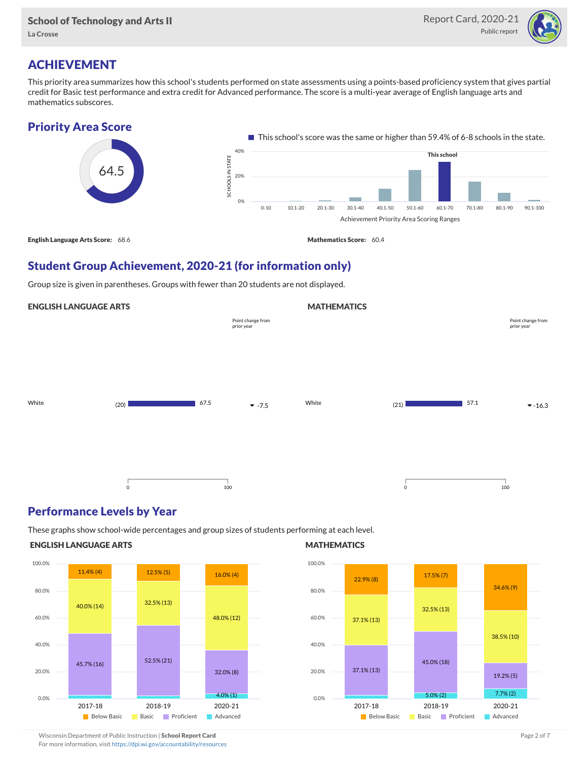## ACHIEVEMENT

This priority area summarizes how this school's students performed on state assessments using a points-based proficiency system that gives partial credit for Basic test performance and extra credit for Advanced performance. The score is a multi-year average of English language arts and mathematics subscores.

### Priority Area Score

64.5

This school's score was the same or higher than 59.4% of 6-8 schools in the state.

**English Language Arts Score:** 68.6

**Mathematics Score:** 60.4

### Student Group Achievement, 2020-21 (for information only)

Group size is given in parentheses. Groups with fewer than 20 students are not displayed.

#### ENGLISH LANGUAGE ARTS

| Group | Size | Score | Point change from prior year |
|---|---|---|---|
| White | (20) | 67.5 | -7.5 |

#### MATHEMATICS

| Group | Size | Score | Point change from prior year |
|---|---|---|---|
| White | (21) | 57.1 | -16.3 |

### Performance Levels by Year

These graphs show school-wide percentages and group sizes of students performing at each level.

#### ENGLISH LANGUAGE ARTS

| Level | 2017-18 | 2018-19 | 2020-21 |
|---|---|---|---|
| Below Basic | 11.4% (4) | 12.5% (5) | 16.0% (4) |
| Basic | 40.0% (14) | 32.5% (13) | 48.0% (12) |
| Proficient | 45.7% (16) | 52.5% (21) | 32.0% (8) |
| Advanced | | | 4.0% (1) |

#### MATHEMATICS

| Level | 2017-18 | 2018-19 | 2020-21 |
|---|---|---|---|
| Below Basic | 22.9% (8) | 17.5% (7) | 34.6% (9) |
| Basic | 37.1% (13) | 32.5% (13) | 38.5% (10) |
| Proficient | 37.1% (13) | 45.0% (18) | 19.2% (5) |
| Advanced | | 5.0% (2) | 7.7% (2) |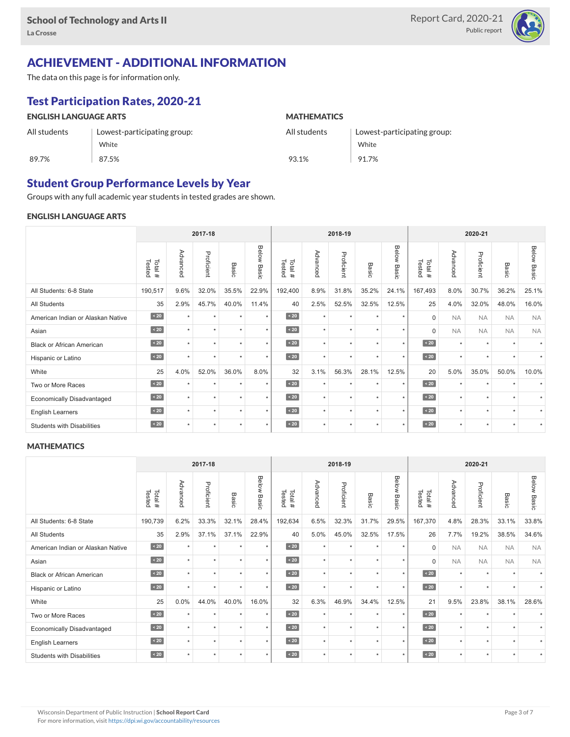## ACHIEVEMENT - ADDITIONAL INFORMATION

The data on this page is for information only.

### Test Participation Rates, 2020-21

**ENGLISH LANGUAGE ARTS**

| All students | Lowest-participating group: White |
|---|---|
| 89.7% | 87.5% |

**MATHEMATICS**

| All students | Lowest-participating group: White |
|---|---|
| 93.1% | 91.7% |

### Student Group Performance Levels by Year

Groups with any full academic year students in tested grades are shown.

#### ENGLISH LANGUAGE ARTS

| | 2017-18 | | | | | 2018-19 | | | | | 2020-21 | | | | |
|---|---|---|---|---|---|---|---|---|---|---|---|---|---|---|---|
| | Total # Tested | Advanced | Proficient | Basic | Below Basic | Total # Tested | Advanced | Proficient | Basic | Below Basic | Total # Tested | Advanced | Proficient | Basic | Below Basic |
| All Students: 6-8 State | 190,517 | 9.6% | 32.0% | 35.5% | 22.9% | 192,400 | 8.9% | 31.8% | 35.2% | 24.1% | 167,493 | 8.0% | 30.7% | 36.2% | 25.1% |
| All Students | 35 | 2.9% | 45.7% | 40.0% | 11.4% | 40 | 2.5% | 52.5% | 32.5% | 12.5% | 25 | 4.0% | 32.0% | 48.0% | 16.0% |
| American Indian or Alaskan Native | < 20 | * | * | * | * | < 20 | * | * | * | * | 0 | NA | NA | NA | NA |
| Asian | < 20 | * | * | * | * | < 20 | * | * | * | * | 0 | NA | NA | NA | NA |
| Black or African American | < 20 | * | * | * | * | < 20 | * | * | * | * | < 20 | * | * | * | * |
| Hispanic or Latino | < 20 | * | * | * | * | < 20 | * | * | * | * | < 20 | * | * | * | * |
| White | 25 | 4.0% | 52.0% | 36.0% | 8.0% | 32 | 3.1% | 56.3% | 28.1% | 12.5% | 20 | 5.0% | 35.0% | 50.0% | 10.0% |
| Two or More Races | < 20 | * | * | * | * | < 20 | * | * | * | * | < 20 | * | * | * | * |
| Economically Disadvantaged | < 20 | * | * | * | * | < 20 | * | * | * | * | < 20 | * | * | * | * |
| English Learners | < 20 | * | * | * | * | < 20 | * | * | * | * | < 20 | * | * | * | * |
| Students with Disabilities | < 20 | * | * | * | * | < 20 | * | * | * | * | < 20 | * | * | * | * |

#### MATHEMATICS

| | 2017-18 | | | | | 2018-19 | | | | | 2020-21 | | | | |
|---|---|---|---|---|---|---|---|---|---|---|---|---|---|---|---|
| | Total # Tested | Advanced | Proficient | Basic | Below Basic | Total # Tested | Advanced | Proficient | Basic | Below Basic | Total # Tested | Advanced | Proficient | Basic | Below Basic |
| All Students: 6-8 State | 190,739 | 6.2% | 33.3% | 32.1% | 28.4% | 192,634 | 6.5% | 32.3% | 31.7% | 29.5% | 167,370 | 4.8% | 28.3% | 33.1% | 33.8% |
| All Students | 35 | 2.9% | 37.1% | 37.1% | 22.9% | 40 | 5.0% | 45.0% | 32.5% | 17.5% | 26 | 7.7% | 19.2% | 38.5% | 34.6% |
| American Indian or Alaskan Native | < 20 | * | * | * | * | < 20 | * | * | * | * | 0 | NA | NA | NA | NA |
| Asian | < 20 | * | * | * | * | < 20 | * | * | * | * | 0 | NA | NA | NA | NA |
| Black or African American | < 20 | * | * | * | * | < 20 | * | * | * | * | < 20 | * | * | * | * |
| Hispanic or Latino | < 20 | * | * | * | * | < 20 | * | * | * | * | < 20 | * | * | * | * |
| White | 25 | 0.0% | 44.0% | 40.0% | 16.0% | 32 | 6.3% | 46.9% | 34.4% | 12.5% | 21 | 9.5% | 23.8% | 38.1% | 28.6% |
| Two or More Races | < 20 | * | * | * | * | < 20 | * | * | * | * | < 20 | * | * | * | * |
| Economically Disadvantaged | < 20 | * | * | * | * | < 20 | * | * | * | * | < 20 | * | * | * | * |
| English Learners | < 20 | * | * | * | * | < 20 | * | * | * | * | < 20 | * | * | * | * |
| Students with Disabilities | < 20 | * | * | * | * | < 20 | * | * | * | * | < 20 | * | * | * | * |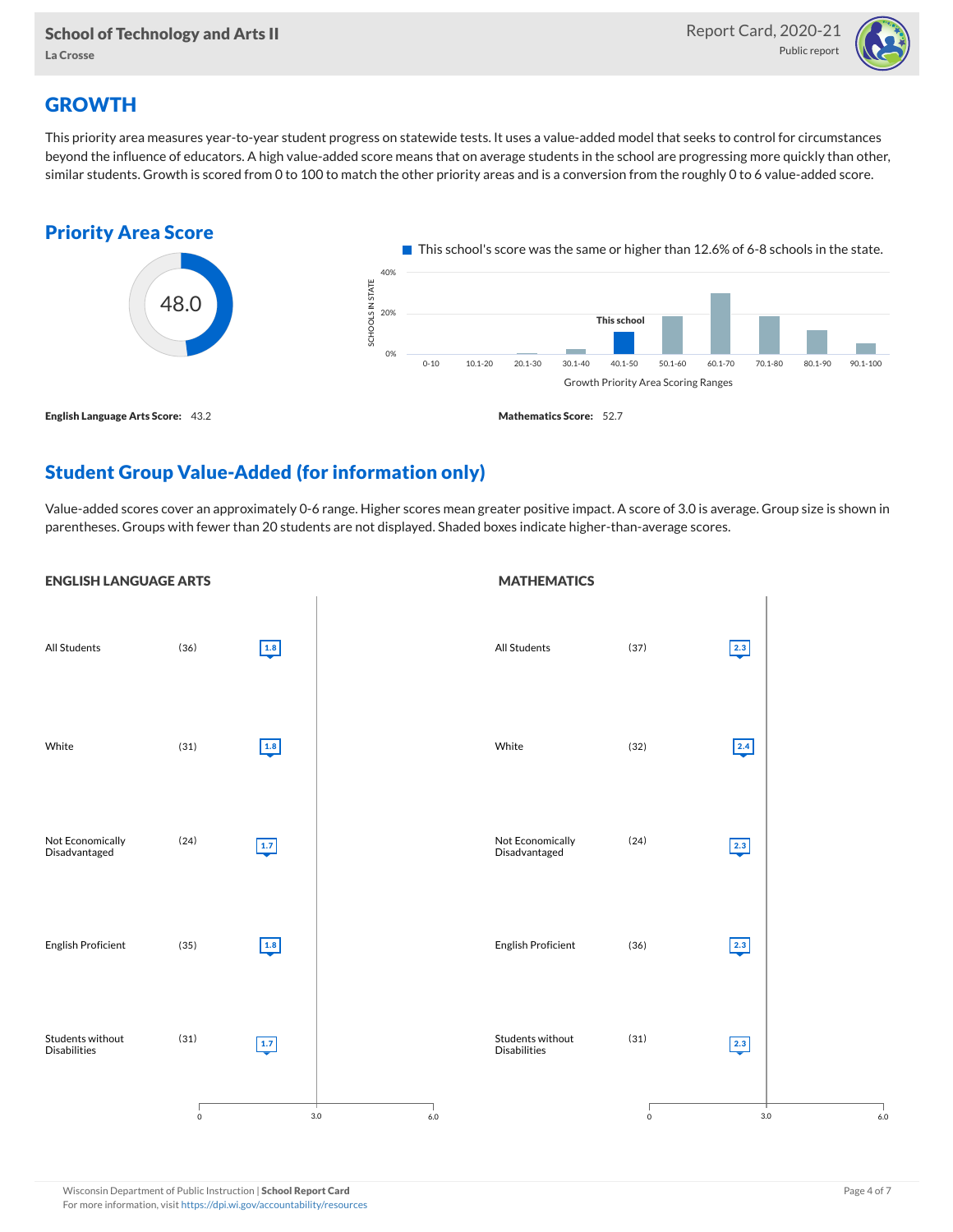# GROWTH

This priority area measures year-to-year student progress on statewide tests. It uses a value-added model that seeks to control for circumstances beyond the influence of educators. A high value-added score means that on average students in the school are progressing more quickly than other, similar students. Growth is scored from 0 to 100 to match the other priority areas and is a conversion from the roughly 0 to 6 value-added score.

## Priority Area Score

48.0

This school's score was the same or higher than 12.6% of 6-8 schools in the state.

**English Language Arts Score:** 43.2

**Mathematics Score:** 52.7

## Student Group Value-Added (for information only)

Value-added scores cover an approximately 0-6 range. Higher scores mean greater positive impact. A score of 3.0 is average. Group size is shown in parentheses. Groups with fewer than 20 students are not displayed. Shaded boxes indicate higher-than-average scores.

### ENGLISH LANGUAGE ARTS

| Group | Size | Score |
|---|---|---|
| All Students | (36) | 1.8 |
| White | (31) | 1.8 |
| Not Economically Disadvantaged | (24) | 1.7 |
| English Proficient | (35) | 1.8 |
| Students without Disabilities | (31) | 1.7 |

### MATHEMATICS

| Group | Size | Score |
|---|---|---|
| All Students | (37) | 2.3 |
| White | (32) | 2.4 |
| Not Economically Disadvantaged | (24) | 2.3 |
| English Proficient | (36) | 2.3 |
| Students without Disabilities | (31) | 2.3 |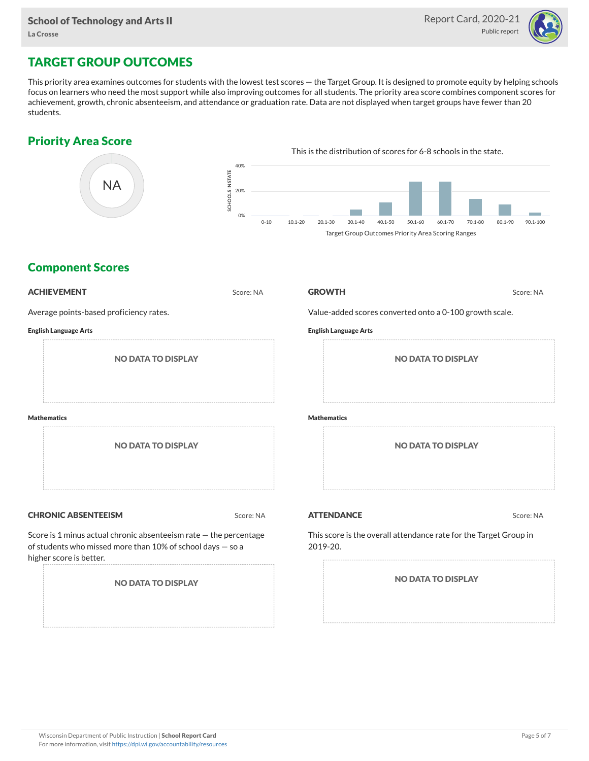## TARGET GROUP OUTCOMES

This priority area examines outcomes for students with the lowest test scores — the Target Group. It is designed to promote equity by helping schools focus on learners who need the most support while also improving outcomes for all students. The priority area score combines component scores for achievement, growth, chronic absenteeism, and attendance or graduation rate. Data are not displayed when target groups have fewer than 20 students.

### Priority Area Score

NA

This is the distribution of scores for 6-8 schools in the state.

SCHOOLS IN STATE: 40%, 20%, 0%

0-10, 10.1-20, 20.1-30, 30.1-40, 40.1-50, 50.1-60, 60.1-70, 70.1-80, 80.1-90, 90.1-100

Target Group Outcomes Priority Area Scoring Ranges

### Component Scores

#### ACHIEVEMENT

Score: NA

Average points-based proficiency rates.

**English Language Arts**

NO DATA TO DISPLAY

**Mathematics**

NO DATA TO DISPLAY

#### GROWTH

Score: NA

Value-added scores converted onto a 0-100 growth scale.

**English Language Arts**

NO DATA TO DISPLAY

**Mathematics**

NO DATA TO DISPLAY

#### CHRONIC ABSENTEEISM

Score: NA

Score is 1 minus actual chronic absenteeism rate — the percentage of students who missed more than 10% of school days — so a higher score is better.

NO DATA TO DISPLAY

#### ATTENDANCE

Score: NA

This score is the overall attendance rate for the Target Group in 2019-20.

NO DATA TO DISPLAY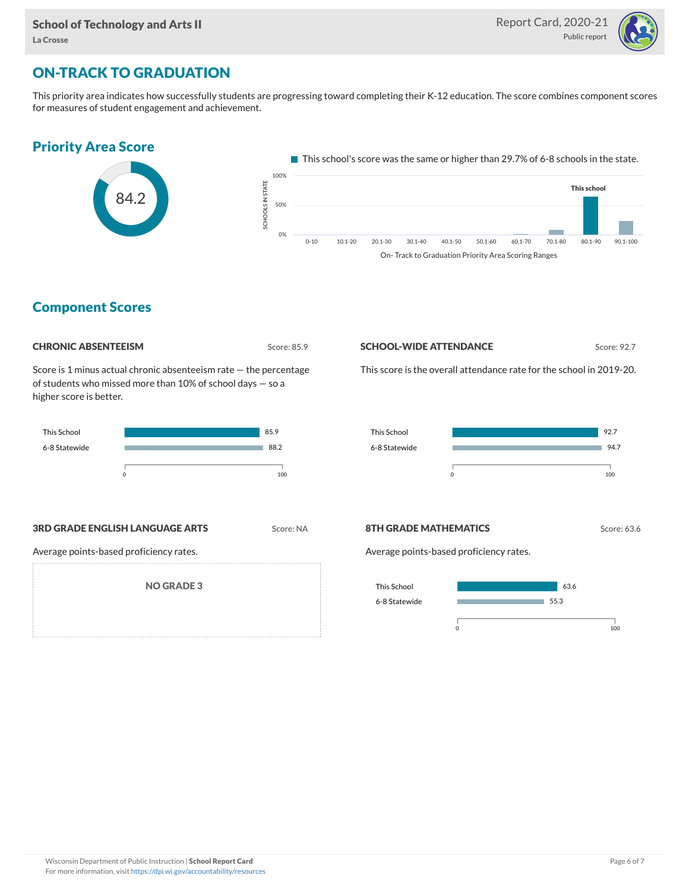## ON-TRACK TO GRADUATION

This priority area indicates how successfully students are progressing toward completing their K-12 education. The score combines component scores for measures of student engagement and achievement.

### Priority Area Score

84.2

This school's score was the same or higher than 29.7% of 6-8 schools in the state.

On- Track to Graduation Priority Area Scoring Ranges

### Component Scores

#### CHRONIC ABSENTEEISM

Score: 85.9

Score is 1 minus actual chronic absenteeism rate — the percentage of students who missed more than 10% of school days — so a higher score is better.

| | Score |
|---|---|
| This School | 85.9 |
| 6-8 Statewide | 88.2 |

#### SCHOOL-WIDE ATTENDANCE

Score: 92.7

This score is the overall attendance rate for the school in 2019-20.

| | Score |
|---|---|
| This School | 92.7 |
| 6-8 Statewide | 94.7 |

#### 3RD GRADE ENGLISH LANGUAGE ARTS

Score: NA

Average points-based proficiency rates.

NO GRADE 3

#### 8TH GRADE MATHEMATICS

Score: 63.6

Average points-based proficiency rates.

| | Score |
|---|---|
| This School | 63.6 |
| 6-8 Statewide | 55.3 |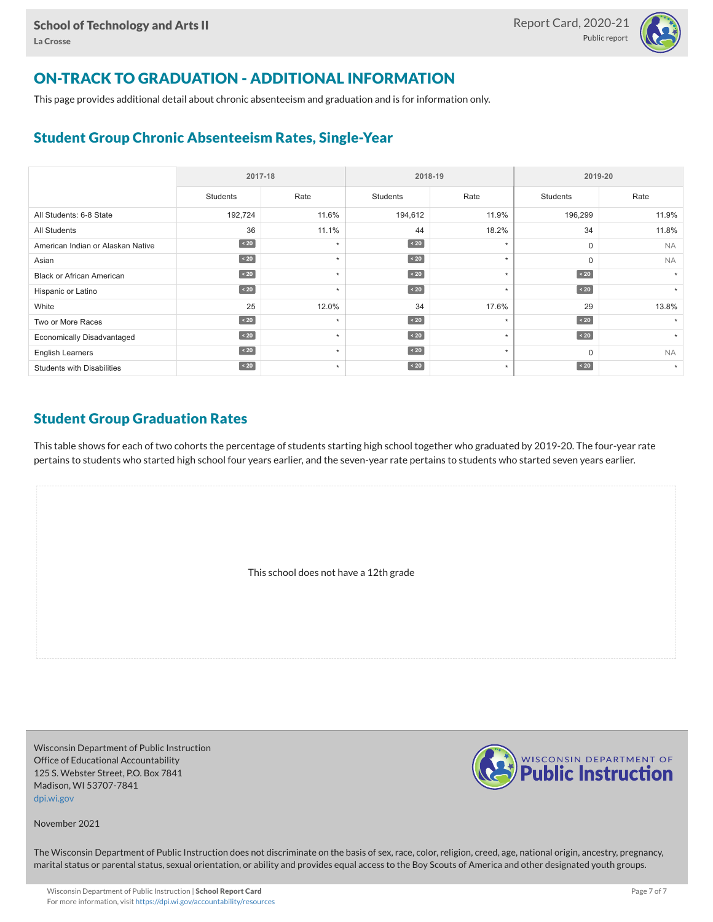## ON-TRACK TO GRADUATION - ADDITIONAL INFORMATION

This page provides additional detail about chronic absenteeism and graduation and is for information only.

### Student Group Chronic Absenteeism Rates, Single-Year

| | 2017-18 | | 2018-19 | | 2019-20 | |
|---|---|---|---|---|---|---|
| | Students | Rate | Students | Rate | Students | Rate |
| All Students: 6-8 State | 192,724 | 11.6% | 194,612 | 11.9% | 196,299 | 11.9% |
| All Students | 36 | 11.1% | 44 | 18.2% | 34 | 11.8% |
| American Indian or Alaskan Native | < 20 | * | < 20 | * | 0 | NA |
| Asian | < 20 | * | < 20 | * | 0 | NA |
| Black or African American | < 20 | * | < 20 | * | < 20 | * |
| Hispanic or Latino | < 20 | * | < 20 | * | < 20 | * |
| White | 25 | 12.0% | 34 | 17.6% | 29 | 13.8% |
| Two or More Races | < 20 | * | < 20 | * | < 20 | * |
| Economically Disadvantaged | < 20 | * | < 20 | * | < 20 | * |
| English Learners | < 20 | * | < 20 | * | 0 | NA |
| Students with Disabilities | < 20 | * | < 20 | * | < 20 | * |

### Student Group Graduation Rates

This table shows for each of two cohorts the percentage of students starting high school together who graduated by 2019-20. The four-year rate pertains to students who started high school four years earlier, and the seven-year rate pertains to students who started seven years earlier.

This school does not have a 12th grade

Wisconsin Department of Public Instruction
Office of Educational Accountability
125 S. Webster Street, P.O. Box 7841
Madison, WI 53707-7841
dpi.wi.gov

November 2021

The Wisconsin Department of Public Instruction does not discriminate on the basis of sex, race, color, religion, creed, age, national origin, ancestry, pregnancy, marital status or parental status, sexual orientation, or ability and provides equal access to the Boy Scouts of America and other designated youth groups.